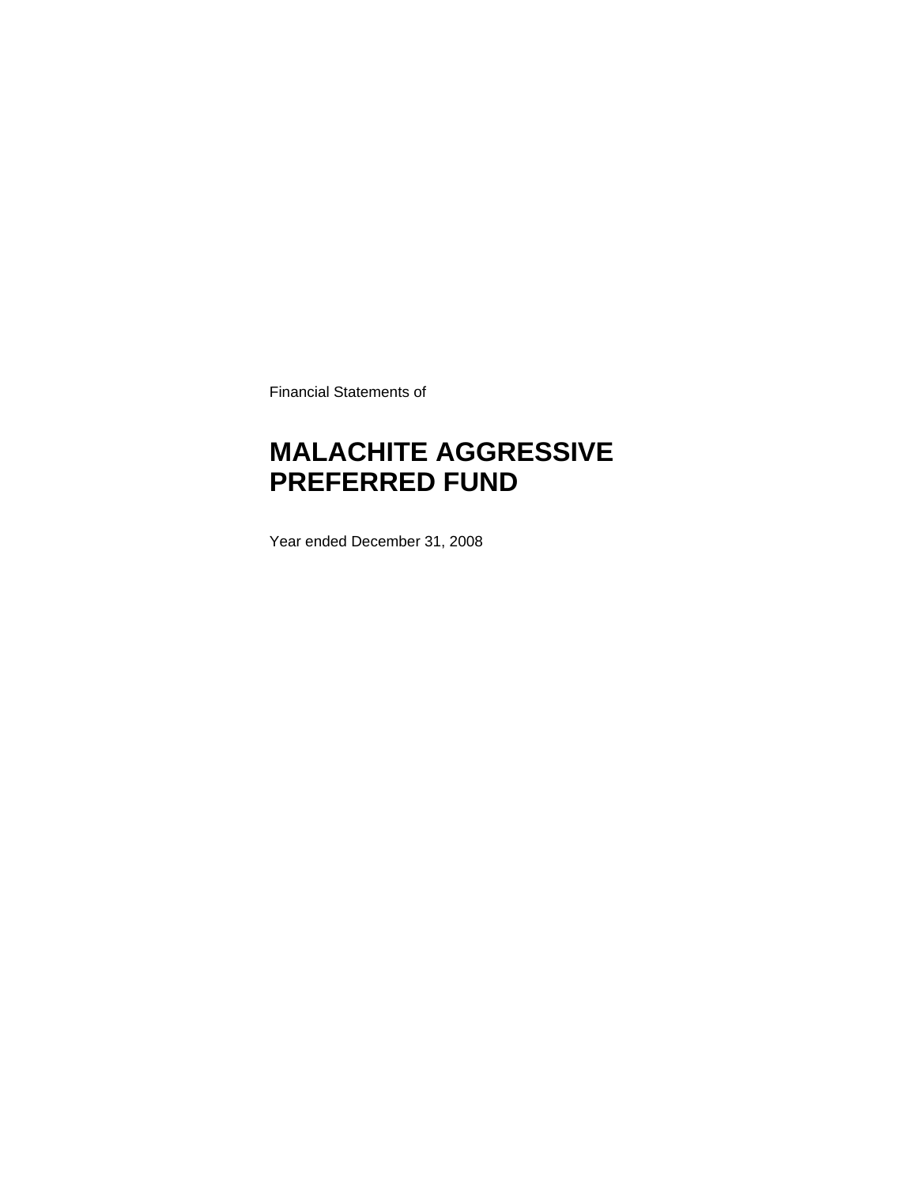Financial Statements of

# MALACHITE AGGRESSIVE PREFERRED FUND

Year ended December 31, 2008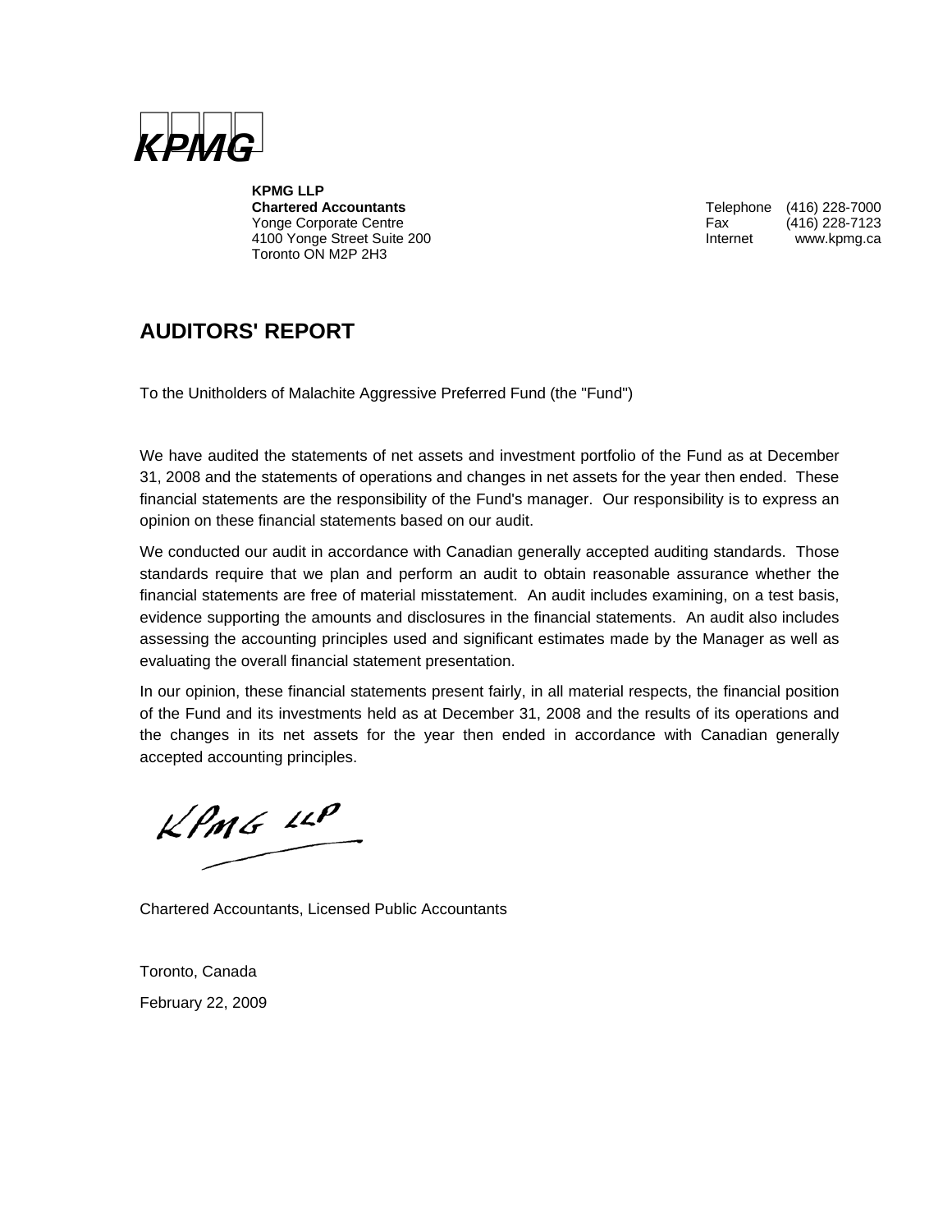**KPMG**

**KPMG LLP**
**Chartered Accountants**
Yonge Corporate Centre
4100 Yonge Street Suite 200
Toronto ON M2P 2H3

Telephone (416) 228-7000
Fax (416) 228-7123
Internet www.kpmg.ca

## AUDITORS' REPORT

To the Unitholders of Malachite Aggressive Preferred Fund (the "Fund")

We have audited the statements of net assets and investment portfolio of the Fund as at December 31, 2008 and the statements of operations and changes in net assets for the year then ended. These financial statements are the responsibility of the Fund's manager. Our responsibility is to express an opinion on these financial statements based on our audit.

We conducted our audit in accordance with Canadian generally accepted auditing standards. Those standards require that we plan and perform an audit to obtain reasonable assurance whether the financial statements are free of material misstatement. An audit includes examining, on a test basis, evidence supporting the amounts and disclosures in the financial statements. An audit also includes assessing the accounting principles used and significant estimates made by the Manager as well as evaluating the overall financial statement presentation.

In our opinion, these financial statements present fairly, in all material respects, the financial position of the Fund and its investments held as at December 31, 2008 and the results of its operations and the changes in its net assets for the year then ended in accordance with Canadian generally accepted accounting principles.

KPMG LLP

Chartered Accountants, Licensed Public Accountants

Toronto, Canada
February 22, 2009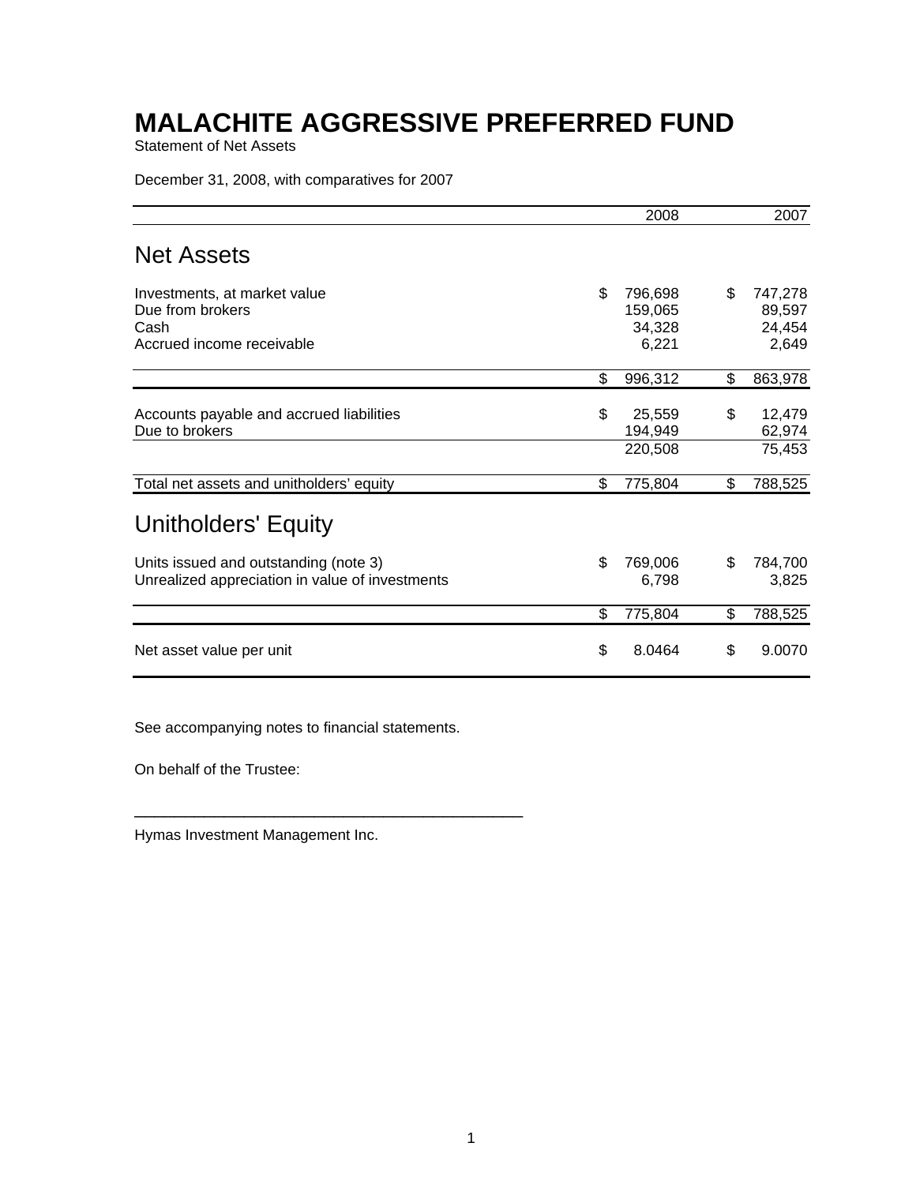# MALACHITE AGGRESSIVE PREFERRED FUND

Statement of Net Assets

December 31, 2008, with comparatives for 2007

| | 2008 | 2007 |
|---|---|---|
| **Net Assets** | | |
| Investments, at market value | $ 796,698 | $ 747,278 |
| Due from brokers | 159,065 | 89,597 |
| Cash | 34,328 | 24,454 |
| Accrued income receivable | 6,221 | 2,649 |
| | $ 996,312 | $ 863,978 |
| Accounts payable and accrued liabilities | $ 25,559 | $ 12,479 |
| Due to brokers | 194,949 | 62,974 |
| | 220,508 | 75,453 |
| Total net assets and unitholders' equity | $ 775,804 | $ 788,525 |
| **Unitholders' Equity** | | |
| Units issued and outstanding (note 3) | $ 769,006 | $ 784,700 |
| Unrealized appreciation in value of investments | 6,798 | 3,825 |
| | $ 775,804 | $ 788,525 |
| Net asset value per unit | $ 8.0464 | $ 9.0070 |

See accompanying notes to financial statements.

On behalf of the Trustee:

\_\_\_\_\_\_\_\_\_\_\_\_\_\_\_\_\_\_\_\_\_\_\_\_\_\_\_\_\_\_\_\_\_\_\_\_\_\_\_\_\_\_\_\_

Hymas Investment Management Inc.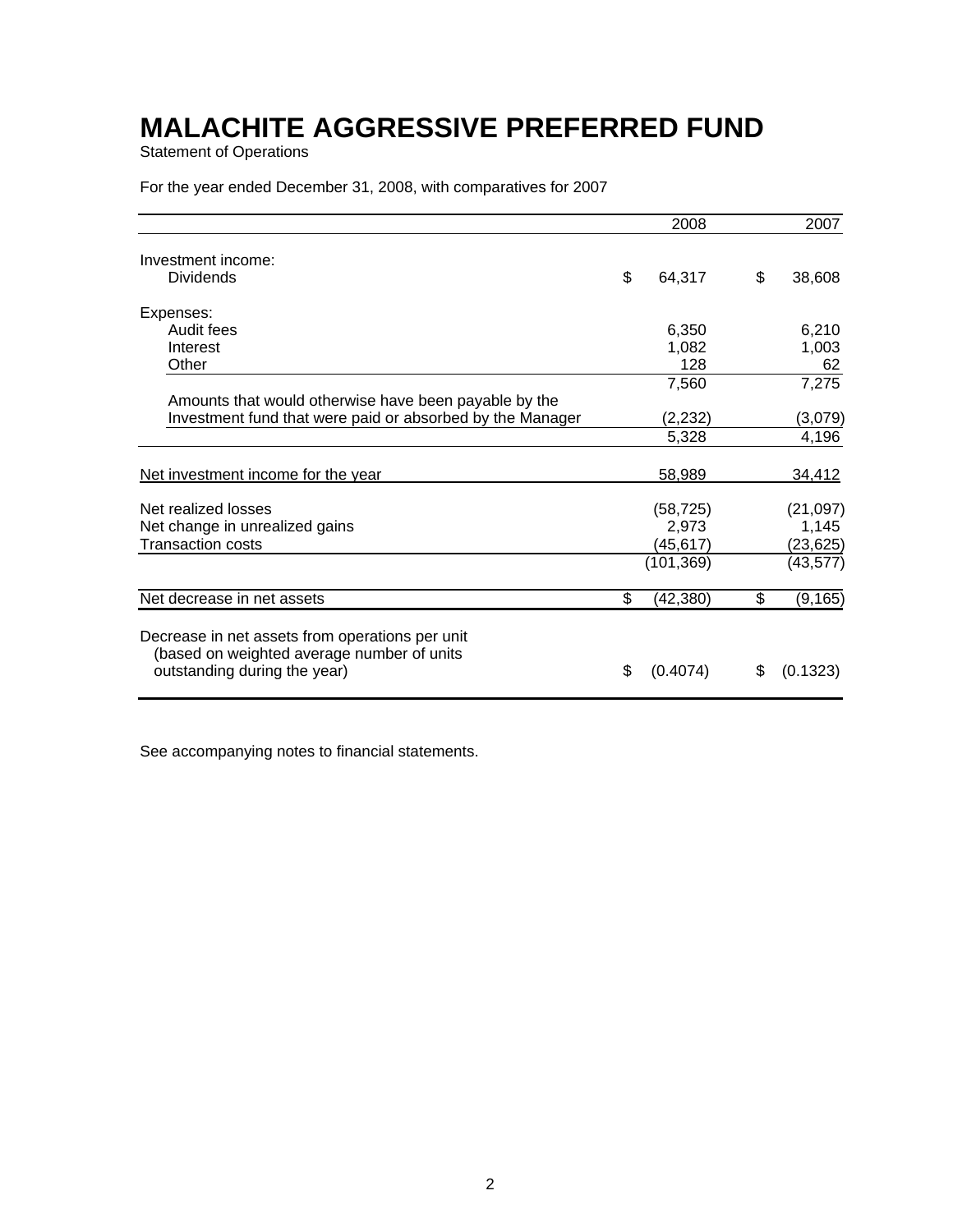# MALACHITE AGGRESSIVE PREFERRED FUND

Statement of Operations

For the year ended December 31, 2008, with comparatives for 2007

| | 2008 | 2007 |
|---|---|---|
| Investment income: | | |
| Dividends | $ 64,317 | $ 38,608 |
| Expenses: | | |
| Audit fees | 6,350 | 6,210 |
| Interest | 1,082 | 1,003 |
| Other | 128 | 62 |
| | 7,560 | 7,275 |
| Amounts that would otherwise have been payable by the Investment fund that were paid or absorbed by the Manager | (2,232) | (3,079) |
| | 5,328 | 4,196 |
| Net investment income for the year | 58,989 | 34,412 |
| Net realized losses | (58,725) | (21,097) |
| Net change in unrealized gains | 2,973 | 1,145 |
| Transaction costs | (45,617) | (23,625) |
| | (101,369) | (43,577) |
| Net decrease in net assets | $ (42,380) | $ (9,165) |
| Decrease in net assets from operations per unit (based on weighted average number of units outstanding during the year) | $ (0.4074) | $ (0.1323) |

See accompanying notes to financial statements.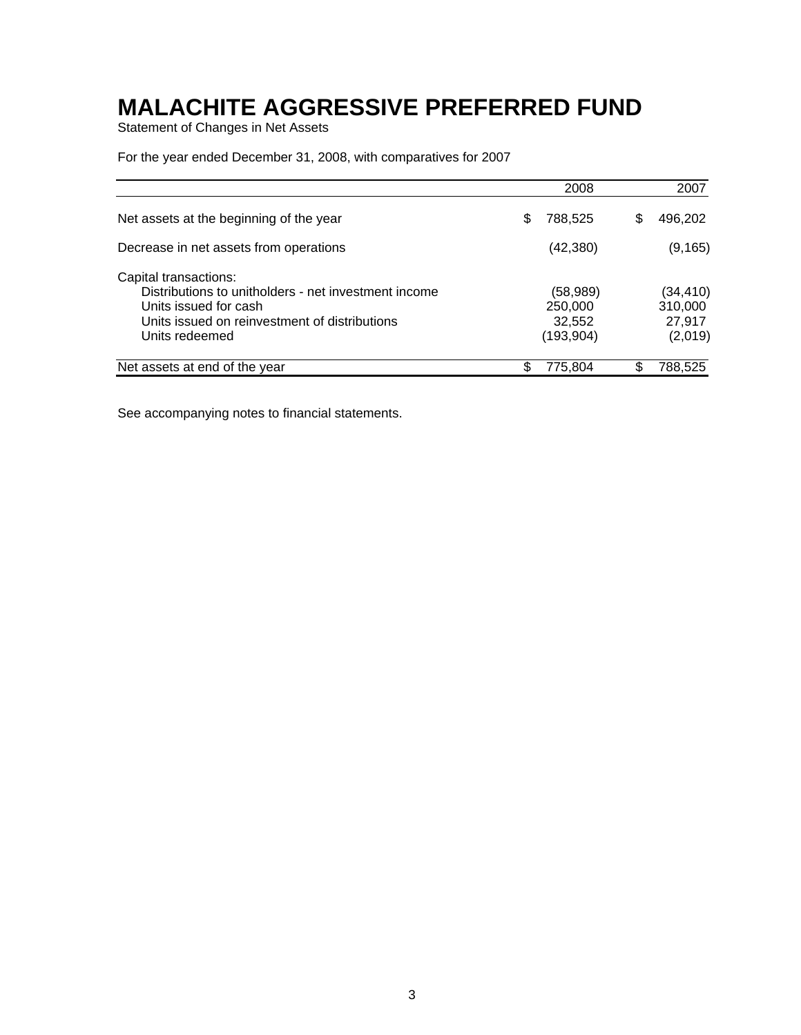# MALACHITE AGGRESSIVE PREFERRED FUND

Statement of Changes in Net Assets

For the year ended December 31, 2008, with comparatives for 2007

| | 2008 | 2007 |
|---|---|---|
| Net assets at the beginning of the year | $ 788,525 | $ 496,202 |
| Decrease in net assets from operations | (42,380) | (9,165) |
| Capital transactions: | | |
| Distributions to unitholders - net investment income | (58,989) | (34,410) |
| Units issued for cash | 250,000 | 310,000 |
| Units issued on reinvestment of distributions | 32,552 | 27,917 |
| Units redeemed | (193,904) | (2,019) |
| Net assets at end of the year | $ 775,804 | $ 788,525 |

See accompanying notes to financial statements.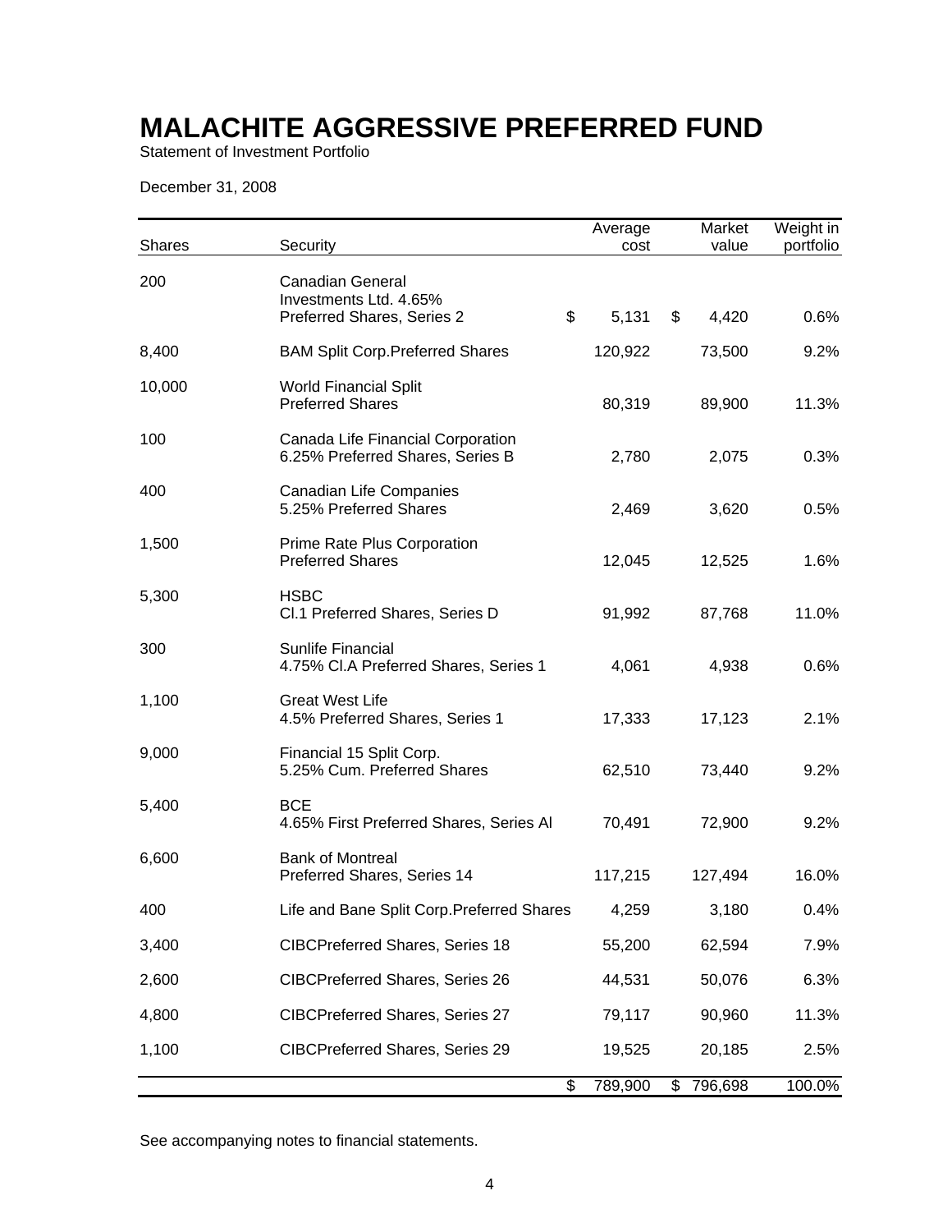# MALACHITE AGGRESSIVE PREFERRED FUND

Statement of Investment Portfolio

December 31, 2008

| Shares | Security | Average cost | Market value | Weight in portfolio |
|---|---|---|---|---|
| 200 | Canadian General Investments Ltd. 4.65% Preferred Shares, Series 2 | $ 5,131 | $ 4,420 | 0.6% |
| 8,400 | BAM Split Corp.Preferred Shares | 120,922 | 73,500 | 9.2% |
| 10,000 | World Financial Split Preferred Shares | 80,319 | 89,900 | 11.3% |
| 100 | Canada Life Financial Corporation 6.25% Preferred Shares, Series B | 2,780 | 2,075 | 0.3% |
| 400 | Canadian Life Companies 5.25% Preferred Shares | 2,469 | 3,620 | 0.5% |
| 1,500 | Prime Rate Plus Corporation Preferred Shares | 12,045 | 12,525 | 1.6% |
| 5,300 | HSBC Cl.1 Preferred Shares, Series D | 91,992 | 87,768 | 11.0% |
| 300 | Sunlife Financial 4.75% Cl.A Preferred Shares, Series 1 | 4,061 | 4,938 | 0.6% |
| 1,100 | Great West Life 4.5% Preferred Shares, Series 1 | 17,333 | 17,123 | 2.1% |
| 9,000 | Financial 15 Split Corp. 5.25% Cum. Preferred Shares | 62,510 | 73,440 | 9.2% |
| 5,400 | BCE 4.65% First Preferred Shares, Series Al | 70,491 | 72,900 | 9.2% |
| 6,600 | Bank of Montreal Preferred Shares, Series 14 | 117,215 | 127,494 | 16.0% |
| 400 | Life and Bane Split Corp.Preferred Shares | 4,259 | 3,180 | 0.4% |
| 3,400 | CIBCPreferred Shares, Series 18 | 55,200 | 62,594 | 7.9% |
| 2,600 | CIBCPreferred Shares, Series 26 | 44,531 | 50,076 | 6.3% |
| 4,800 | CIBCPreferred Shares, Series 27 | 79,117 | 90,960 | 11.3% |
| 1,100 | CIBCPreferred Shares, Series 29 | 19,525 | 20,185 | 2.5% |
| | | $ 789,900 | $ 796,698 | 100.0% |

See accompanying notes to financial statements.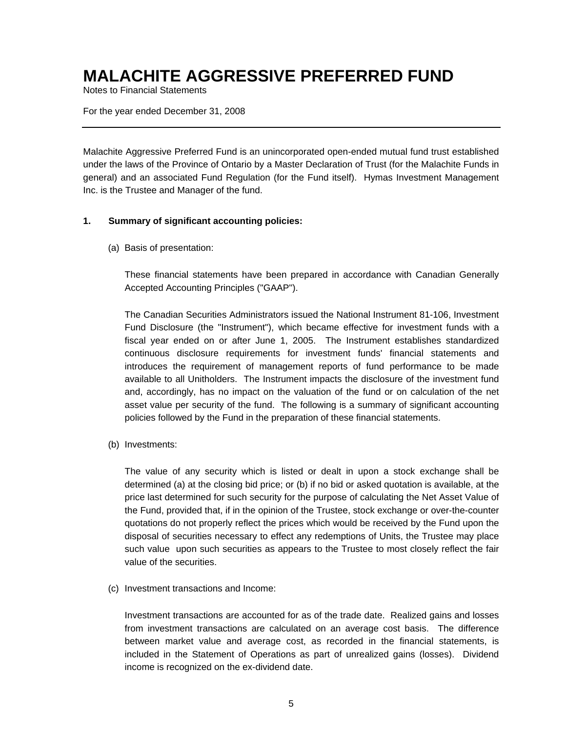# MALACHITE AGGRESSIVE PREFERRED FUND

Notes to Financial Statements

For the year ended December 31, 2008

---

Malachite Aggressive Preferred Fund is an unincorporated open-ended mutual fund trust established under the laws of the Province of Ontario by a Master Declaration of Trust (for the Malachite Funds in general) and an associated Fund Regulation (for the Fund itself). Hymas Investment Management Inc. is the Trustee and Manager of the fund.

## 1. Summary of significant accounting policies:

(a) Basis of presentation:

These financial statements have been prepared in accordance with Canadian Generally Accepted Accounting Principles ("GAAP").

The Canadian Securities Administrators issued the National Instrument 81-106, Investment Fund Disclosure (the "Instrument"), which became effective for investment funds with a fiscal year ended on or after June 1, 2005. The Instrument establishes standardized continuous disclosure requirements for investment funds' financial statements and introduces the requirement of management reports of fund performance to be made available to all Unitholders. The Instrument impacts the disclosure of the investment fund and, accordingly, has no impact on the valuation of the fund or on calculation of the net asset value per security of the fund. The following is a summary of significant accounting policies followed by the Fund in the preparation of these financial statements.

(b) Investments:

The value of any security which is listed or dealt in upon a stock exchange shall be determined (a) at the closing bid price; or (b) if no bid or asked quotation is available, at the price last determined for such security for the purpose of calculating the Net Asset Value of the Fund, provided that, if in the opinion of the Trustee, stock exchange or over-the-counter quotations do not properly reflect the prices which would be received by the Fund upon the disposal of securities necessary to effect any redemptions of Units, the Trustee may place such value upon such securities as appears to the Trustee to most closely reflect the fair value of the securities.

(c) Investment transactions and Income:

Investment transactions are accounted for as of the trade date. Realized gains and losses from investment transactions are calculated on an average cost basis. The difference between market value and average cost, as recorded in the financial statements, is included in the Statement of Operations as part of unrealized gains (losses). Dividend income is recognized on the ex-dividend date.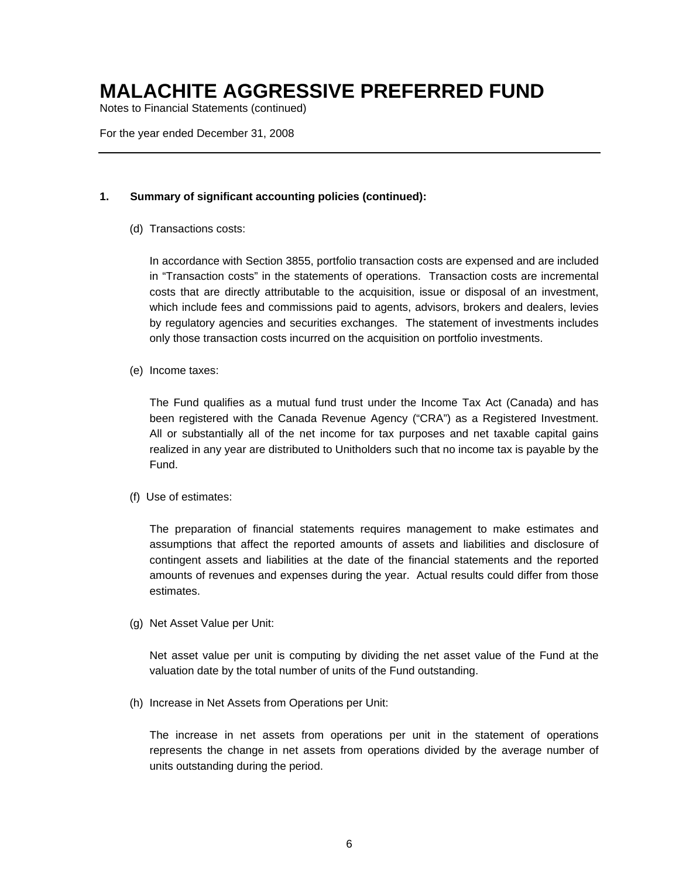# MALACHITE AGGRESSIVE PREFERRED FUND

Notes to Financial Statements (continued)

For the year ended December 31, 2008

---

**1. Summary of significant accounting policies (continued):**

(d) Transactions costs:

In accordance with Section 3855, portfolio transaction costs are expensed and are included in "Transaction costs" in the statements of operations. Transaction costs are incremental costs that are directly attributable to the acquisition, issue or disposal of an investment, which include fees and commissions paid to agents, advisors, brokers and dealers, levies by regulatory agencies and securities exchanges. The statement of investments includes only those transaction costs incurred on the acquisition on portfolio investments.

(e) Income taxes:

The Fund qualifies as a mutual fund trust under the Income Tax Act (Canada) and has been registered with the Canada Revenue Agency ("CRA") as a Registered Investment. All or substantially all of the net income for tax purposes and net taxable capital gains realized in any year are distributed to Unitholders such that no income tax is payable by the Fund.

(f) Use of estimates:

The preparation of financial statements requires management to make estimates and assumptions that affect the reported amounts of assets and liabilities and disclosure of contingent assets and liabilities at the date of the financial statements and the reported amounts of revenues and expenses during the year. Actual results could differ from those estimates.

(g) Net Asset Value per Unit:

Net asset value per unit is computing by dividing the net asset value of the Fund at the valuation date by the total number of units of the Fund outstanding.

(h) Increase in Net Assets from Operations per Unit:

The increase in net assets from operations per unit in the statement of operations represents the change in net assets from operations divided by the average number of units outstanding during the period.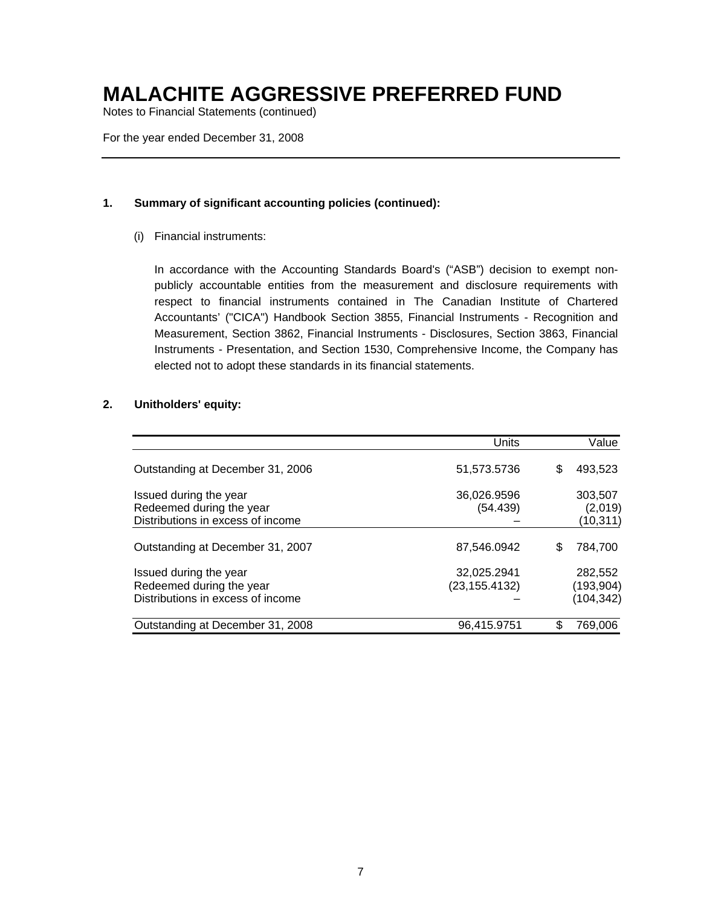# MALACHITE AGGRESSIVE PREFERRED FUND

Notes to Financial Statements (continued)

For the year ended December 31, 2008

**1. Summary of significant accounting policies (continued):**

(i) Financial instruments:

In accordance with the Accounting Standards Board's ("ASB") decision to exempt non-publicly accountable entities from the measurement and disclosure requirements with respect to financial instruments contained in The Canadian Institute of Chartered Accountants' ("CICA") Handbook Section 3855, Financial Instruments - Recognition and Measurement, Section 3862, Financial Instruments - Disclosures, Section 3863, Financial Instruments - Presentation, and Section 1530, Comprehensive Income, the Company has elected not to adopt these standards in its financial statements.

**2. Unitholders' equity:**

| | Units | Value |
|---|---|---|
| Outstanding at December 31, 2006 | 51,573.5736 | $ 493,523 |
| Issued during the year | 36,026.9596 | 303,507 |
| Redeemed during the year | (54.439) | (2,019) |
| Distributions in excess of income | – | (10,311) |
| Outstanding at December 31, 2007 | 87,546.0942 | $ 784,700 |
| Issued during the year | 32,025.2941 | 282,552 |
| Redeemed during the year | (23,155.4132) | (193,904) |
| Distributions in excess of income | – | (104,342) |
| Outstanding at December 31, 2008 | 96,415.9751 | $ 769,006 |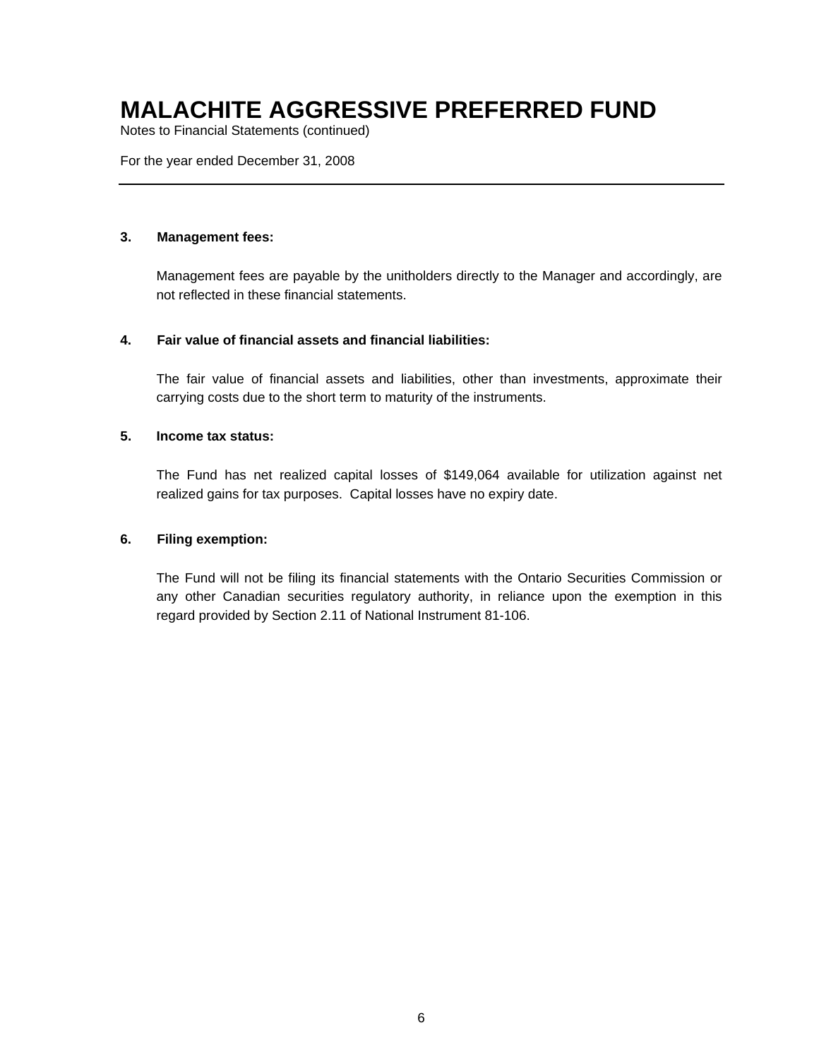# MALACHITE AGGRESSIVE PREFERRED FUND

Notes to Financial Statements (continued)

For the year ended December 31, 2008

**3. Management fees:**

Management fees are payable by the unitholders directly to the Manager and accordingly, are not reflected in these financial statements.

**4. Fair value of financial assets and financial liabilities:**

The fair value of financial assets and liabilities, other than investments, approximate their carrying costs due to the short term to maturity of the instruments.

**5. Income tax status:**

The Fund has net realized capital losses of $149,064 available for utilization against net realized gains for tax purposes. Capital losses have no expiry date.

**6. Filing exemption:**

The Fund will not be filing its financial statements with the Ontario Securities Commission or any other Canadian securities regulatory authority, in reliance upon the exemption in this regard provided by Section 2.11 of National Instrument 81-106.